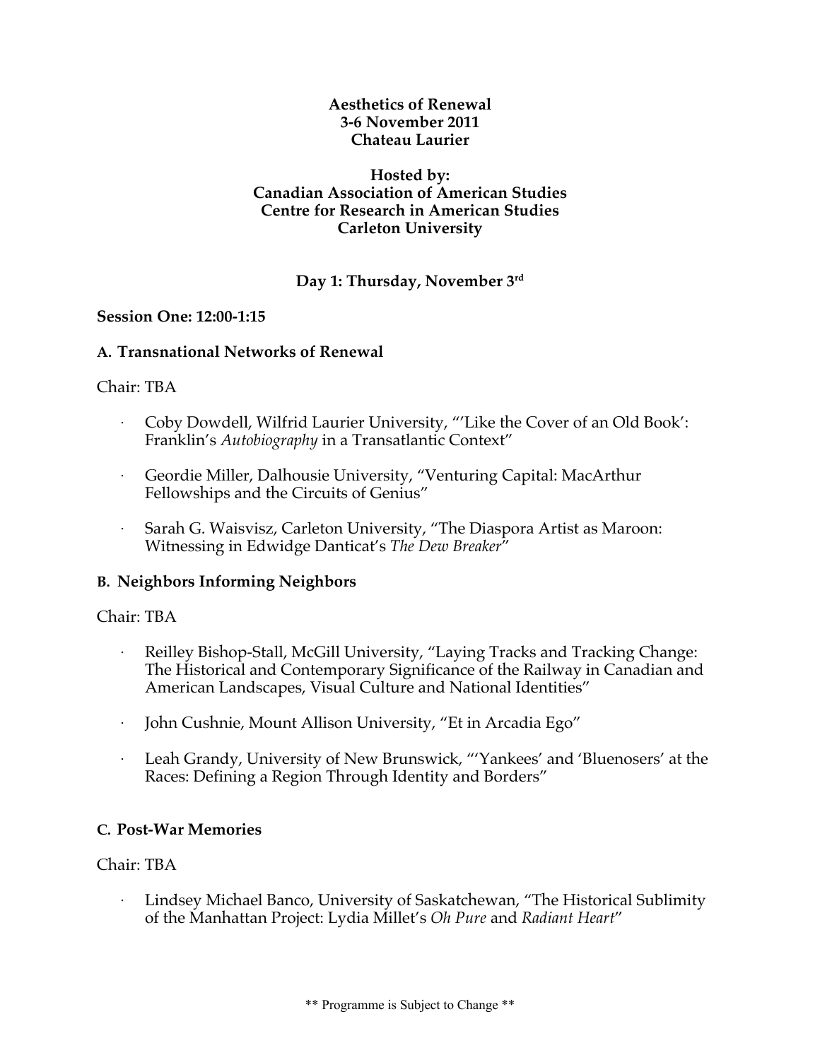**Aesthetics of Renewal**
**3-6 November 2011**
**Chateau Laurier**

**Hosted by:**
**Canadian Association of American Studies**
**Centre for Research in American Studies**
**Carleton University**

## Day 1: Thursday, November 3rd

### Session One: 12:00-1:15

#### A. Transnational Networks of Renewal

Chair: TBA

- Coby Dowdell, Wilfrid Laurier University, "'Like the Cover of an Old Book': Franklin's *Autobiography* in a Transatlantic Context"
- Geordie Miller, Dalhousie University, "Venturing Capital: MacArthur Fellowships and the Circuits of Genius"
- Sarah G. Waisvisz, Carleton University, "The Diaspora Artist as Maroon: Witnessing in Edwidge Danticat's *The Dew Breaker*"

#### B. Neighbors Informing Neighbors

Chair: TBA

- Reilley Bishop-Stall, McGill University, "Laying Tracks and Tracking Change: The Historical and Contemporary Significance of the Railway in Canadian and American Landscapes, Visual Culture and National Identities"
- John Cushnie, Mount Allison University, "Et in Arcadia Ego"
- Leah Grandy, University of New Brunswick, "'Yankees' and 'Bluenosers' at the Races: Defining a Region Through Identity and Borders"

#### C. Post-War Memories

Chair: TBA

- Lindsey Michael Banco, University of Saskatchewan, "The Historical Sublimity of the Manhattan Project: Lydia Millet's *Oh Pure* and *Radiant Heart*"

** Programme is Subject to Change **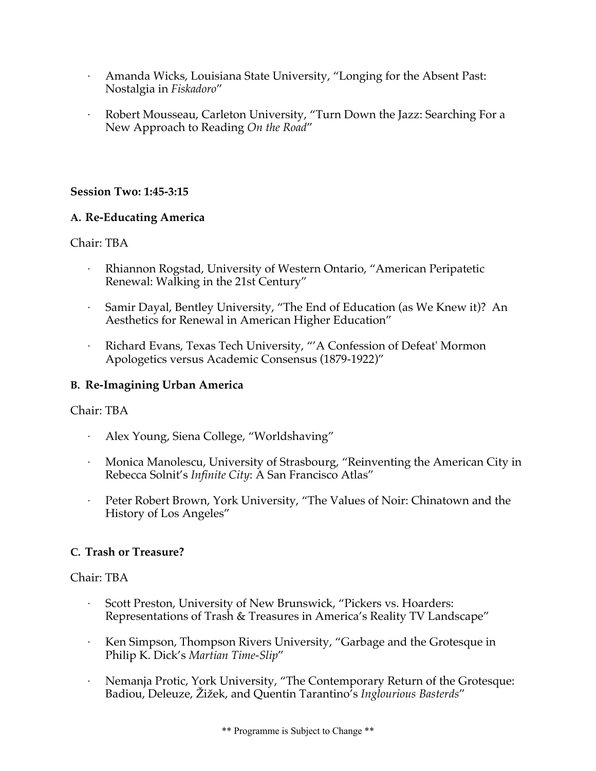- Amanda Wicks, Louisiana State University, "Longing for the Absent Past: Nostalgia in *Fiskadoro*"

- Robert Mousseau, Carleton University, "Turn Down the Jazz: Searching For a New Approach to Reading *On the Road*"

**Session Two: 1:45-3:15**

**A. Re-Educating America**

Chair: TBA

- Rhiannon Rogstad, University of Western Ontario, "American Peripatetic Renewal: Walking in the 21st Century"

- Samir Dayal, Bentley University, "The End of Education (as We Knew it)? An Aesthetics for Renewal in American Higher Education"

- Richard Evans, Texas Tech University, "'A Confession of Defeat' Mormon Apologetics versus Academic Consensus (1879-1922)"

**B. Re-Imagining Urban America**

Chair: TBA

- Alex Young, Siena College, "Worldshaving"

- Monica Manolescu, University of Strasbourg, "Reinventing the American City in Rebecca Solnit's *Infinite City*: A San Francisco Atlas"

- Peter Robert Brown, York University, "The Values of Noir: Chinatown and the History of Los Angeles"

**C. Trash or Treasure?**

Chair: TBA

- Scott Preston, University of New Brunswick, "Pickers vs. Hoarders: Representations of Trash & Treasures in America's Reality TV Landscape"

- Ken Simpson, Thompson Rivers University, "Garbage and the Grotesque in Philip K. Dick's *Martian Time-Slip*"

- Nemanja Protic, York University, "The Contemporary Return of the Grotesque: Badiou, Deleuze, Žižek, and Quentin Tarantino's *Inglourious Basterds*"

** Programme is Subject to Change **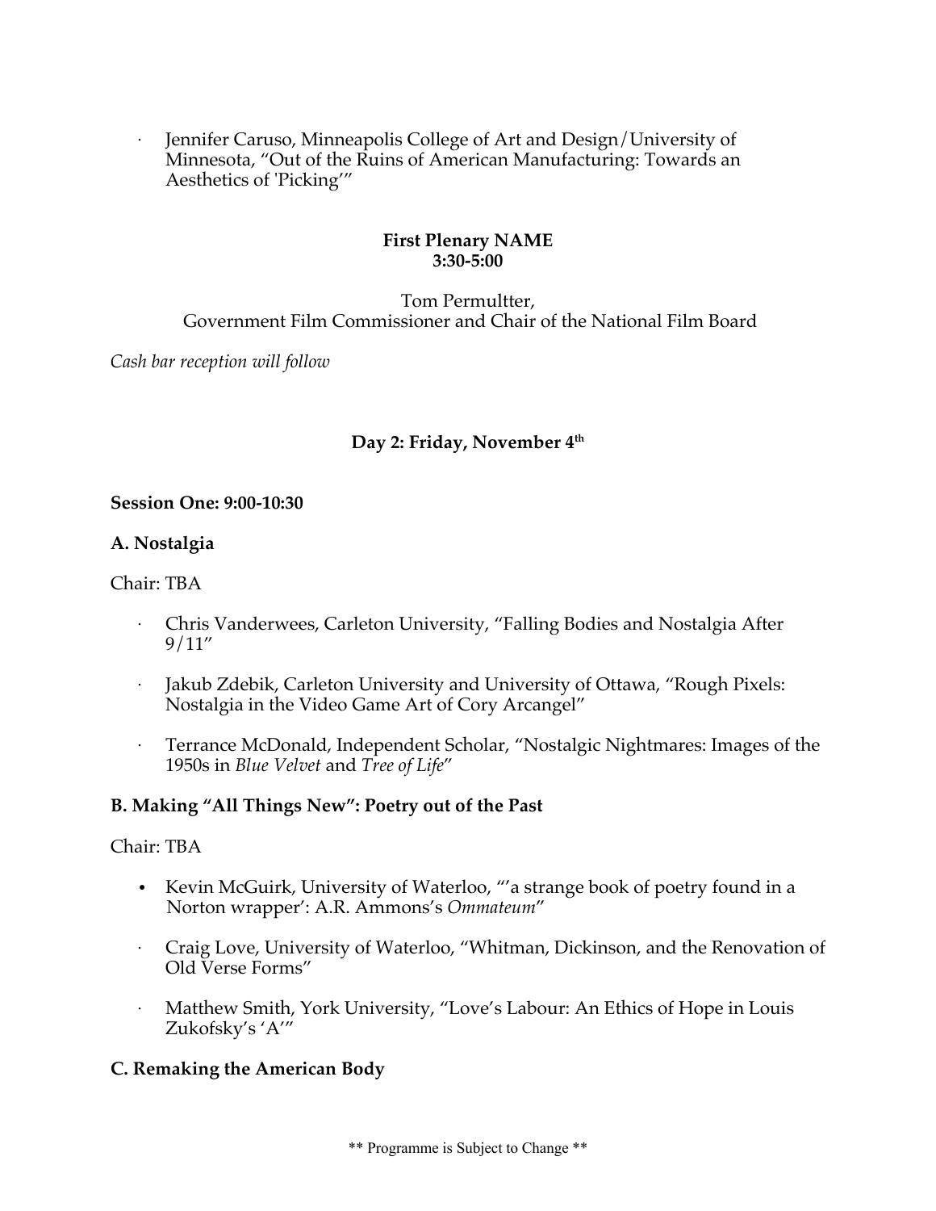- Jennifer Caruso, Minneapolis College of Art and Design/University of Minnesota, "Out of the Ruins of American Manufacturing: Towards an Aesthetics of 'Picking'"

**First Plenary NAME**
**3:30-5:00**

Tom Permultter,
Government Film Commissioner and Chair of the National Film Board

*Cash bar reception will follow*

## Day 2: Friday, November 4th

**Session One: 9:00-10:30**

**A. Nostalgia**

Chair: TBA

- Chris Vanderwees, Carleton University, "Falling Bodies and Nostalgia After 9/11"
- Jakub Zdebik, Carleton University and University of Ottawa, "Rough Pixels: Nostalgia in the Video Game Art of Cory Arcangel"
- Terrance McDonald, Independent Scholar, "Nostalgic Nightmares: Images of the 1950s in *Blue Velvet* and *Tree of Life*"

**B. Making "All Things New": Poetry out of the Past**

Chair: TBA

- Kevin McGuirk, University of Waterloo, "'a strange book of poetry found in a Norton wrapper': A.R. Ammons's *Ommateum*"
- Craig Love, University of Waterloo, "Whitman, Dickinson, and the Renovation of Old Verse Forms"
- Matthew Smith, York University, "Love's Labour: An Ethics of Hope in Louis Zukofsky's 'A'"

**C. Remaking the American Body**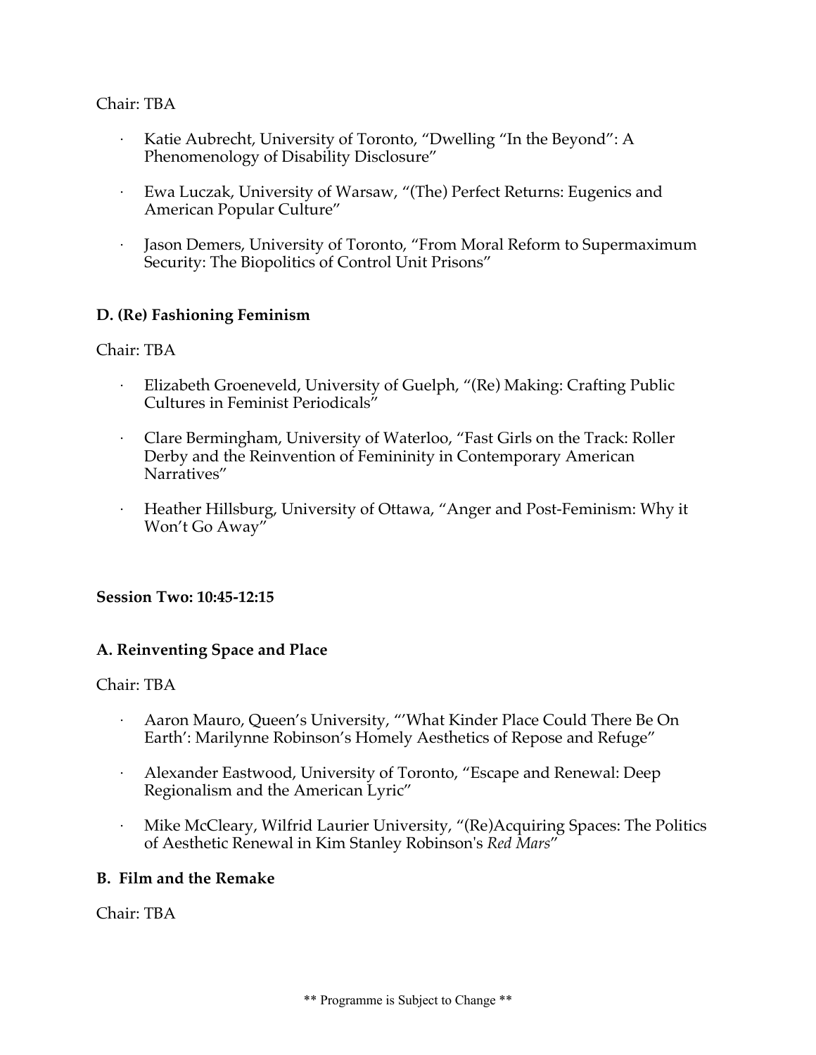Chair: TBA

- Katie Aubrecht, University of Toronto, "Dwelling "In the Beyond": A Phenomenology of Disability Disclosure"
- Ewa Luczak, University of Warsaw, "(The) Perfect Returns: Eugenics and American Popular Culture"
- Jason Demers, University of Toronto, "From Moral Reform to Supermaximum Security: The Biopolitics of Control Unit Prisons"

**D. (Re) Fashioning Feminism**

Chair: TBA

- Elizabeth Groeneveld, University of Guelph, "(Re) Making: Crafting Public Cultures in Feminist Periodicals"
- Clare Bermingham, University of Waterloo, "Fast Girls on the Track: Roller Derby and the Reinvention of Femininity in Contemporary American Narratives"
- Heather Hillsburg, University of Ottawa, "Anger and Post-Feminism: Why it Won't Go Away"

**Session Two: 10:45-12:15**

**A. Reinventing Space and Place**

Chair: TBA

- Aaron Mauro, Queen's University, "'What Kinder Place Could There Be On Earth': Marilynne Robinson's Homely Aesthetics of Repose and Refuge"
- Alexander Eastwood, University of Toronto, "Escape and Renewal: Deep Regionalism and the American Lyric"
- Mike McCleary, Wilfrid Laurier University, "(Re)Acquiring Spaces: The Politics of Aesthetic Renewal in Kim Stanley Robinson's *Red Mars*"

**B. Film and the Remake**

Chair: TBA

** Programme is Subject to Change **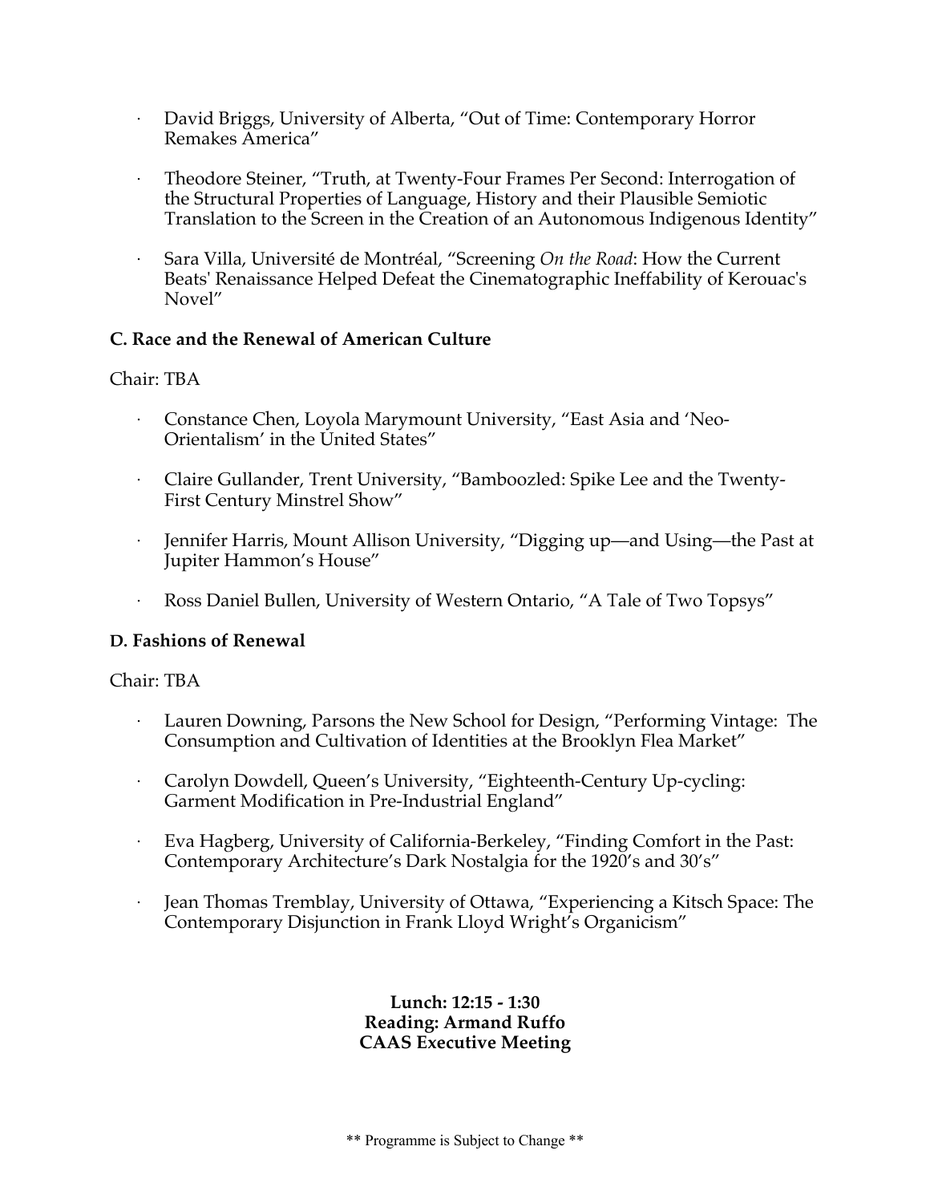- David Briggs, University of Alberta, “Out of Time: Contemporary Horror Remakes America”

- Theodore Steiner, “Truth, at Twenty-Four Frames Per Second: Interrogation of the Structural Properties of Language, History and their Plausible Semiotic Translation to the Screen in the Creation of an Autonomous Indigenous Identity”

- Sara Villa, Université de Montréal, “Screening *On the Road*: How the Current Beats' Renaissance Helped Defeat the Cinematographic Ineffability of Kerouac's Novel”

**C. Race and the Renewal of American Culture**

Chair: TBA

- Constance Chen, Loyola Marymount University, “East Asia and ‘Neo-Orientalism’ in the United States”

- Claire Gullander, Trent University, “Bamboozled: Spike Lee and the Twenty-First Century Minstrel Show”

- Jennifer Harris, Mount Allison University, “Digging up—and Using—the Past at Jupiter Hammon’s House”

- Ross Daniel Bullen, University of Western Ontario, “A Tale of Two Topsys”

**D. Fashions of Renewal**

Chair: TBA

- Lauren Downing, Parsons the New School for Design, “Performing Vintage: The Consumption and Cultivation of Identities at the Brooklyn Flea Market”

- Carolyn Dowdell, Queen’s University, “Eighteenth-Century Up-cycling: Garment Modification in Pre-Industrial England”

- Eva Hagberg, University of California-Berkeley, “Finding Comfort in the Past: Contemporary Architecture’s Dark Nostalgia for the 1920’s and 30’s”

- Jean Thomas Tremblay, University of Ottawa, “Experiencing a Kitsch Space: The Contemporary Disjunction in Frank Lloyd Wright’s Organicism”

**Lunch: 12:15 - 1:30**
**Reading: Armand Ruffo**
**CAAS Executive Meeting**

** Programme is Subject to Change **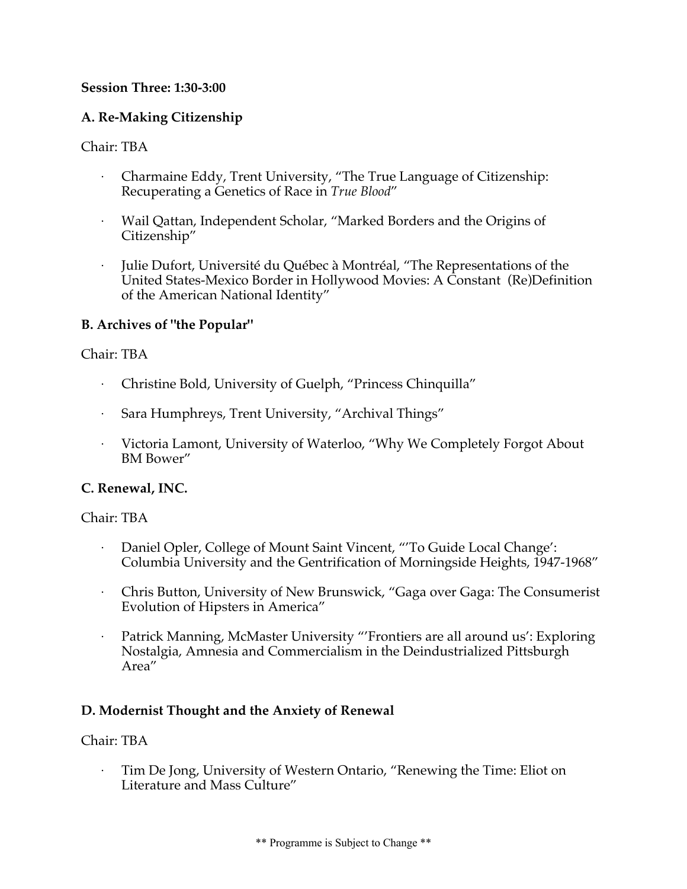**Session Three: 1:30-3:00**

**A. Re-Making Citizenship**

Chair: TBA

- Charmaine Eddy, Trent University, “The True Language of Citizenship: Recuperating a Genetics of Race in *True Blood*”
- Wail Qattan, Independent Scholar, “Marked Borders and the Origins of Citizenship”
- Julie Dufort, Université du Québec à Montréal, “The Representations of the United States-Mexico Border in Hollywood Movies: A Constant (Re)Definition of the American National Identity”

**B. Archives of "the Popular"**

Chair: TBA

- Christine Bold, University of Guelph, “Princess Chinquilla”
- Sara Humphreys, Trent University, “Archival Things”
- Victoria Lamont, University of Waterloo, “Why We Completely Forgot About BM Bower”

**C. Renewal, INC.**

Chair: TBA

- Daniel Opler, College of Mount Saint Vincent, “’To Guide Local Change’: Columbia University and the Gentrification of Morningside Heights, 1947-1968”
- Chris Button, University of New Brunswick, “Gaga over Gaga: The Consumerist Evolution of Hipsters in America”
- Patrick Manning, McMaster University “’Frontiers are all around us’: Exploring Nostalgia, Amnesia and Commercialism in the Deindustrialized Pittsburgh Area”

**D. Modernist Thought and the Anxiety of Renewal**

Chair: TBA

- Tim De Jong, University of Western Ontario, “Renewing the Time: Eliot on Literature and Mass Culture”

** Programme is Subject to Change **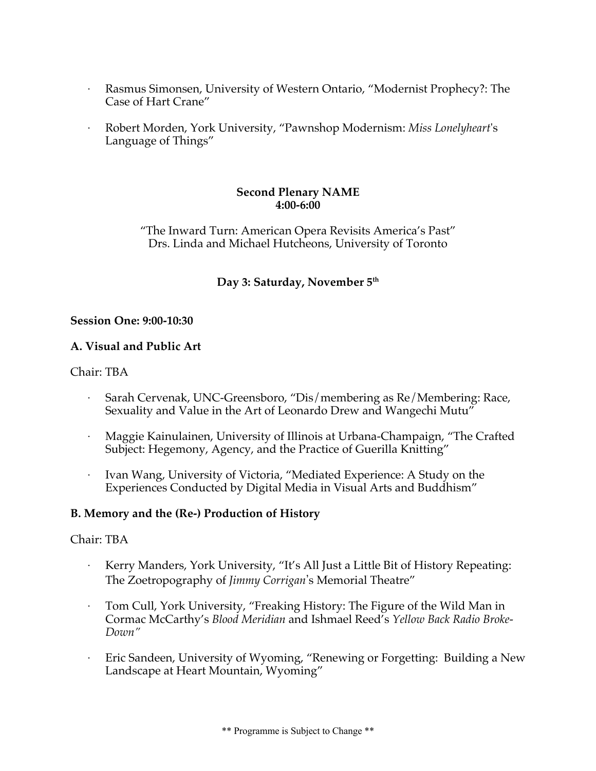- Rasmus Simonsen, University of Western Ontario, "Modernist Prophecy?: The Case of Hart Crane"
- Robert Morden, York University, "Pawnshop Modernism: *Miss Lonelyheart*'s Language of Things"

**Second Plenary NAME**
**4:00-6:00**

"The Inward Turn: American Opera Revisits America's Past"
Drs. Linda and Michael Hutcheons, University of Toronto

## Day 3: Saturday, November 5th

**Session One: 9:00-10:30**

**A. Visual and Public Art**

Chair: TBA

- Sarah Cervenak, UNC-Greensboro, "Dis/membering as Re/Membering: Race, Sexuality and Value in the Art of Leonardo Drew and Wangechi Mutu"
- Maggie Kainulainen, University of Illinois at Urbana-Champaign, "The Crafted Subject: Hegemony, Agency, and the Practice of Guerilla Knitting"
- Ivan Wang, University of Victoria, "Mediated Experience: A Study on the Experiences Conducted by Digital Media in Visual Arts and Buddhism"

**B. Memory and the (Re-) Production of History**

Chair: TBA

- Kerry Manders, York University, "It's All Just a Little Bit of History Repeating: The Zoetropography of *Jimmy Corrigan*'s Memorial Theatre"
- Tom Cull, York University, "Freaking History: The Figure of the Wild Man in Cormac McCarthy's *Blood Meridian* and Ishmael Reed's *Yellow Back Radio Broke-Down"*
- Eric Sandeen, University of Wyoming, "Renewing or Forgetting: Building a New Landscape at Heart Mountain, Wyoming"

** Programme is Subject to Change **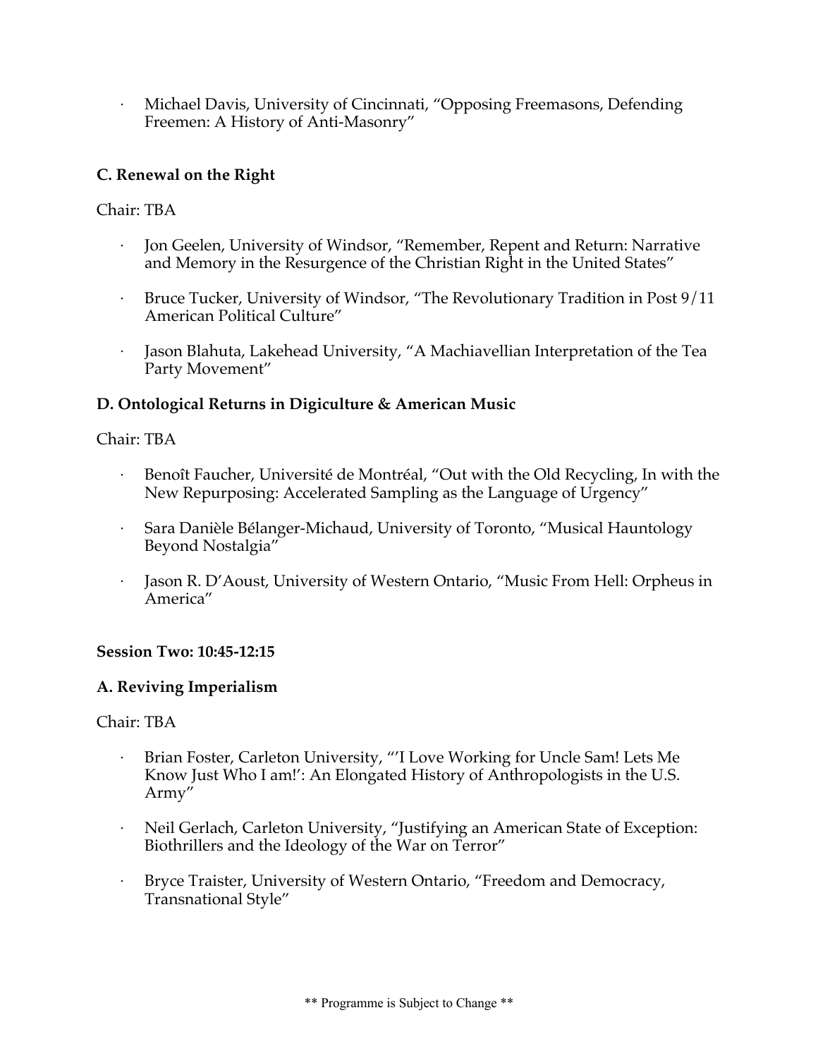- Michael Davis, University of Cincinnati, "Opposing Freemasons, Defending Freemen: A History of Anti-Masonry"

**C. Renewal on the Right**

Chair: TBA

- Jon Geelen, University of Windsor, "Remember, Repent and Return: Narrative and Memory in the Resurgence of the Christian Right in the United States"
- Bruce Tucker, University of Windsor, "The Revolutionary Tradition in Post 9/11 American Political Culture"
- Jason Blahuta, Lakehead University, "A Machiavellian Interpretation of the Tea Party Movement"

**D. Ontological Returns in Digiculture & American Music**

Chair: TBA

- Benoît Faucher, Université de Montréal, "Out with the Old Recycling, In with the New Repurposing: Accelerated Sampling as the Language of Urgency"
- Sara Danièle Bélanger-Michaud, University of Toronto, "Musical Hauntology Beyond Nostalgia"
- Jason R. D'Aoust, University of Western Ontario, "Music From Hell: Orpheus in America"

**Session Two: 10:45-12:15**

**A. Reviving Imperialism**

Chair: TBA

- Brian Foster, Carleton University, "'I Love Working for Uncle Sam! Lets Me Know Just Who I am!': An Elongated History of Anthropologists in the U.S. Army"
- Neil Gerlach, Carleton University, "Justifying an American State of Exception: Biothrillers and the Ideology of the War on Terror"
- Bryce Traister, University of Western Ontario, "Freedom and Democracy, Transnational Style"

** Programme is Subject to Change **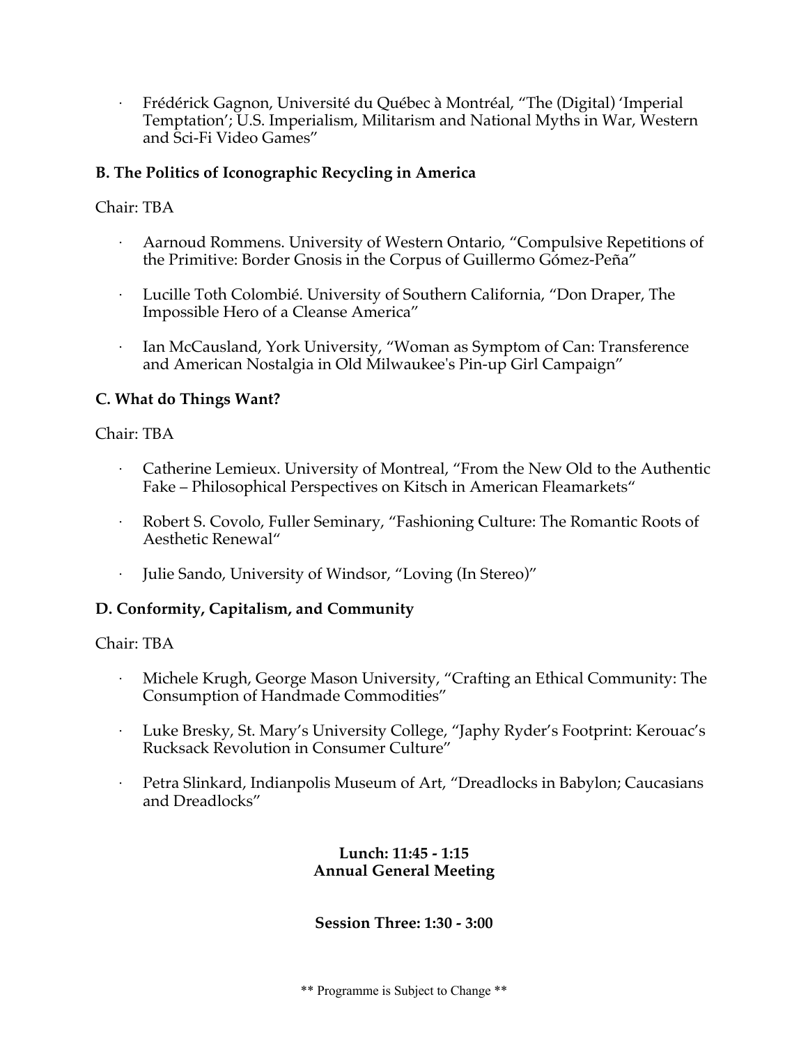- Frédérick Gagnon, Université du Québec à Montréal, "The (Digital) 'Imperial Temptation'; U.S. Imperialism, Militarism and National Myths in War, Western and Sci-Fi Video Games"

**B. The Politics of Iconographic Recycling in America**

Chair: TBA

- Aarnoud Rommens. University of Western Ontario, "Compulsive Repetitions of the Primitive: Border Gnosis in the Corpus of Guillermo Gómez-Peña"

- Lucille Toth Colombié. University of Southern California, "Don Draper, The Impossible Hero of a Cleanse America"

- Ian McCausland, York University, "Woman as Symptom of Can: Transference and American Nostalgia in Old Milwaukee's Pin-up Girl Campaign"

**C. What do Things Want?**

Chair: TBA

- Catherine Lemieux. University of Montreal, "From the New Old to the Authentic Fake – Philosophical Perspectives on Kitsch in American Fleamarkets"

- Robert S. Covolo, Fuller Seminary, "Fashioning Culture: The Romantic Roots of Aesthetic Renewal"

- Julie Sando, University of Windsor, "Loving (In Stereo)"

**D. Conformity, Capitalism, and Community**

Chair: TBA

- Michele Krugh, George Mason University, "Crafting an Ethical Community: The Consumption of Handmade Commodities"

- Luke Bresky, St. Mary's University College, "Japhy Ryder's Footprint: Kerouac's Rucksack Revolution in Consumer Culture"

- Petra Slinkard, Indianpolis Museum of Art, "Dreadlocks in Babylon; Caucasians and Dreadlocks"

**Lunch: 11:45 - 1:15**
**Annual General Meeting**

**Session Three: 1:30 - 3:00**

** Programme is Subject to Change **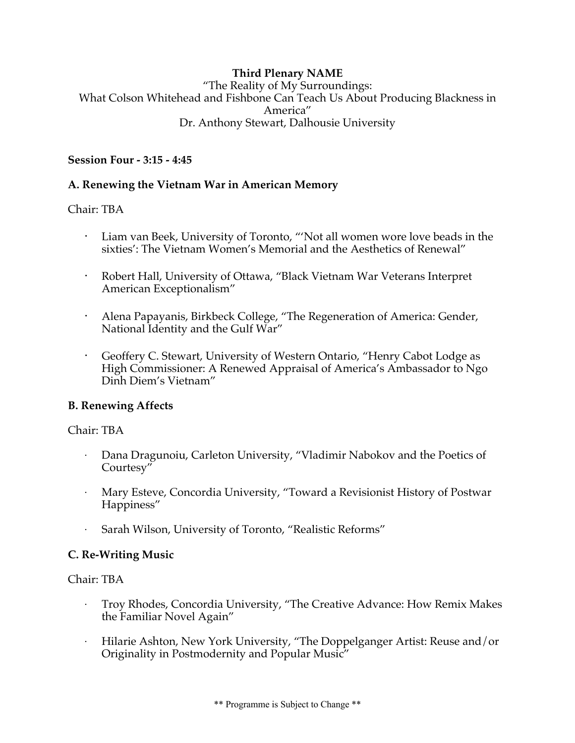**Third Plenary NAME**

"The Reality of My Surroundings:
What Colson Whitehead and Fishbone Can Teach Us About Producing Blackness in America"
Dr. Anthony Stewart, Dalhousie University

**Session Four - 3:15 - 4:45**

**A. Renewing the Vietnam War in American Memory**

Chair: TBA

- Liam van Beek, University of Toronto, "'Not all women wore love beads in the sixties': The Vietnam Women's Memorial and the Aesthetics of Renewal"
- Robert Hall, University of Ottawa, "Black Vietnam War Veterans Interpret American Exceptionalism"
- Alena Papayanis, Birkbeck College, "The Regeneration of America: Gender, National Identity and the Gulf War"
- Geoffery C. Stewart, University of Western Ontario, "Henry Cabot Lodge as High Commissioner: A Renewed Appraisal of America's Ambassador to Ngo Dinh Diem's Vietnam"

**B. Renewing Affects**

Chair: TBA

- Dana Dragunoiu, Carleton University, "Vladimir Nabokov and the Poetics of Courtesy"
- Mary Esteve, Concordia University, "Toward a Revisionist History of Postwar Happiness"
- Sarah Wilson, University of Toronto, "Realistic Reforms"

**C. Re-Writing Music**

Chair: TBA

- Troy Rhodes, Concordia University, "The Creative Advance: How Remix Makes the Familiar Novel Again"
- Hilarie Ashton, New York University, "The Doppelganger Artist: Reuse and/or Originality in Postmodernity and Popular Music"

** Programme is Subject to Change **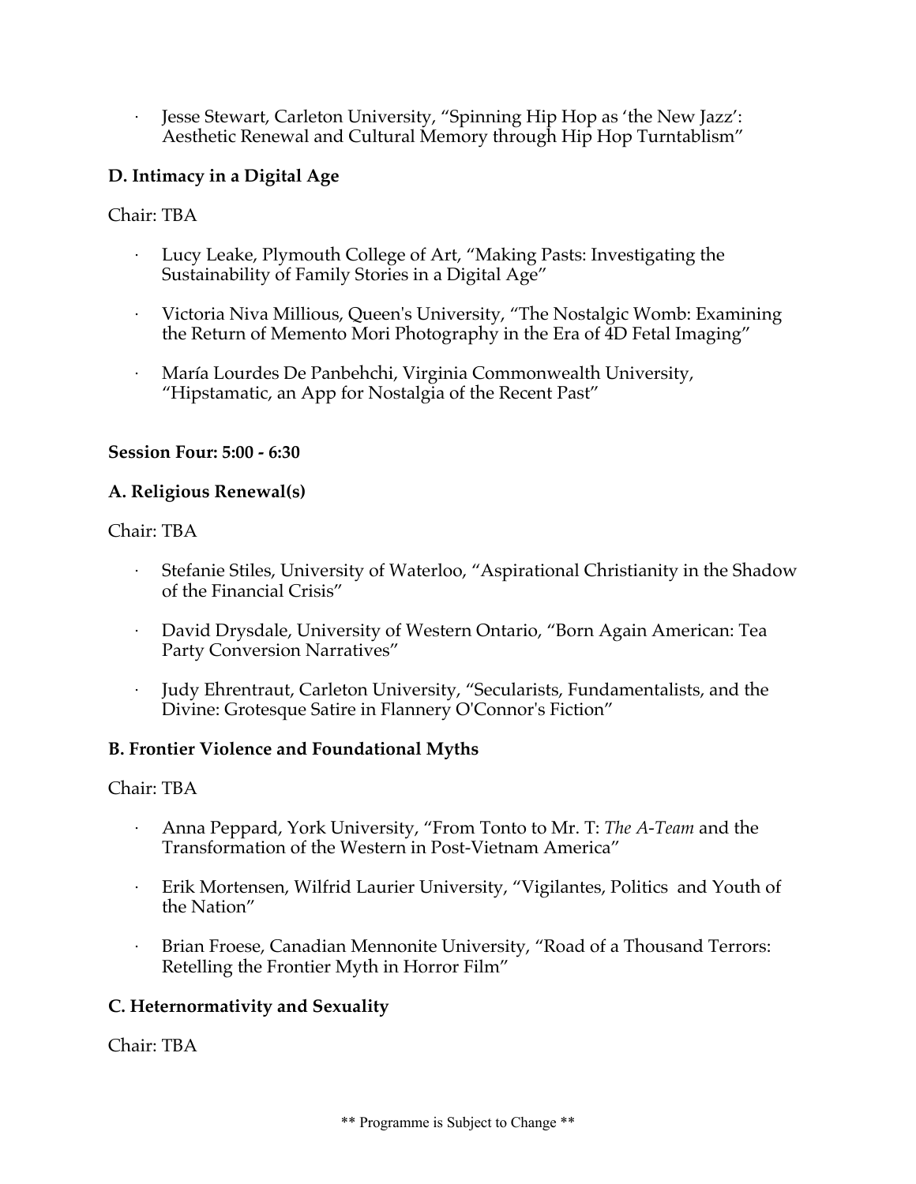- Jesse Stewart, Carleton University, “Spinning Hip Hop as ‘the New Jazz’: Aesthetic Renewal and Cultural Memory through Hip Hop Turntablism”

**D. Intimacy in a Digital Age**

Chair: TBA

- Lucy Leake, Plymouth College of Art, “Making Pasts: Investigating the Sustainability of Family Stories in a Digital Age”
- Victoria Niva Millious, Queen's University, “The Nostalgic Womb: Examining the Return of Memento Mori Photography in the Era of 4D Fetal Imaging”
- María Lourdes De Panbehchi, Virginia Commonwealth University, “Hipstamatic, an App for Nostalgia of the Recent Past”

**Session Four: 5:00 - 6:30**

**A. Religious Renewal(s)**

Chair: TBA

- Stefanie Stiles, University of Waterloo, “Aspirational Christianity in the Shadow of the Financial Crisis”
- David Drysdale, University of Western Ontario, “Born Again American: Tea Party Conversion Narratives”
- Judy Ehrentraut, Carleton University, “Secularists, Fundamentalists, and the Divine: Grotesque Satire in Flannery O'Connor's Fiction”

**B. Frontier Violence and Foundational Myths**

Chair: TBA

- Anna Peppard, York University, “From Tonto to Mr. T: *The A-Team* and the Transformation of the Western in Post-Vietnam America”
- Erik Mortensen, Wilfrid Laurier University, “Vigilantes, Politics and Youth of the Nation”
- Brian Froese, Canadian Mennonite University, “Road of a Thousand Terrors: Retelling the Frontier Myth in Horror Film”

**C. Heternormativity and Sexuality**

Chair: TBA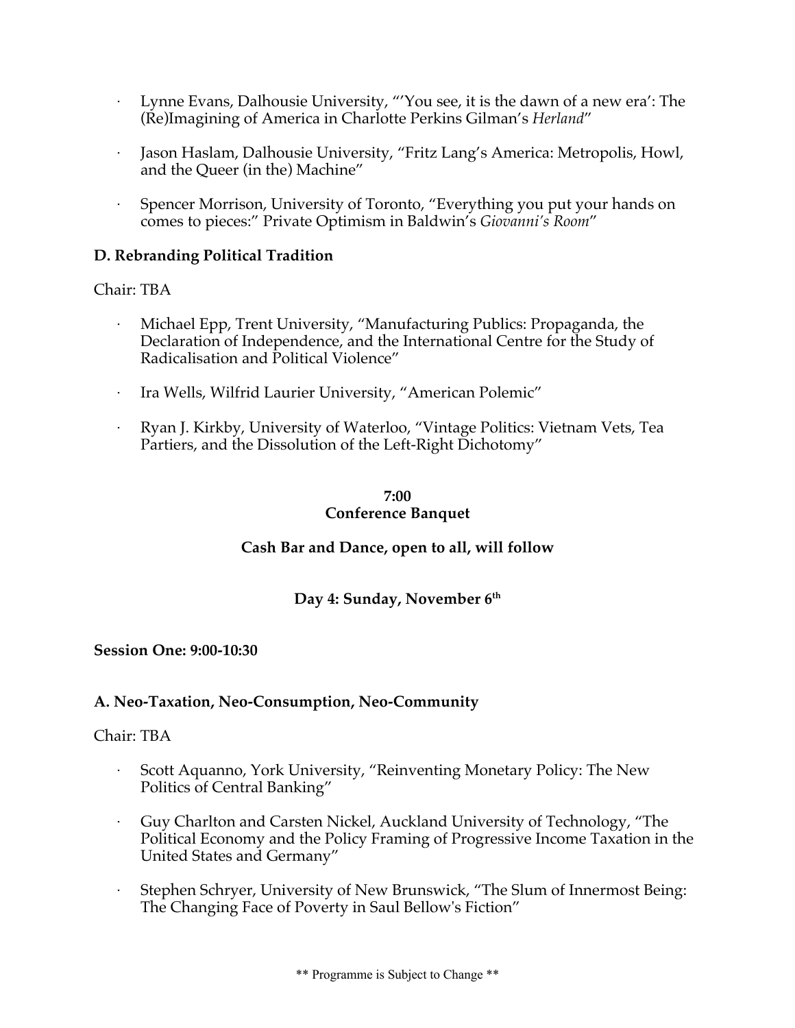- Lynne Evans, Dalhousie University, "'You see, it is the dawn of a new era': The (Re)Imagining of America in Charlotte Perkins Gilman's *Herland*"

- Jason Haslam, Dalhousie University, "Fritz Lang's America: Metropolis, Howl, and the Queer (in the) Machine"

- Spencer Morrison, University of Toronto, "Everything you put your hands on comes to pieces:" Private Optimism in Baldwin's *Giovanni's Room*"

**D. Rebranding Political Tradition**

Chair: TBA

- Michael Epp, Trent University, "Manufacturing Publics: Propaganda, the Declaration of Independence, and the International Centre for the Study of Radicalisation and Political Violence"

- Ira Wells, Wilfrid Laurier University, "American Polemic"

- Ryan J. Kirkby, University of Waterloo, "Vintage Politics: Vietnam Vets, Tea Partiers, and the Dissolution of the Left-Right Dichotomy"

**7:00**
**Conference Banquet**

**Cash Bar and Dance, open to all, will follow**

**Day 4: Sunday, November 6th**

**Session One: 9:00-10:30**

**A. Neo-Taxation, Neo-Consumption, Neo-Community**

Chair: TBA

- Scott Aquanno, York University, "Reinventing Monetary Policy: The New Politics of Central Banking"

- Guy Charlton and Carsten Nickel, Auckland University of Technology, "The Political Economy and the Policy Framing of Progressive Income Taxation in the United States and Germany"

- Stephen Schryer, University of New Brunswick, "The Slum of Innermost Being: The Changing Face of Poverty in Saul Bellow's Fiction"

** Programme is Subject to Change **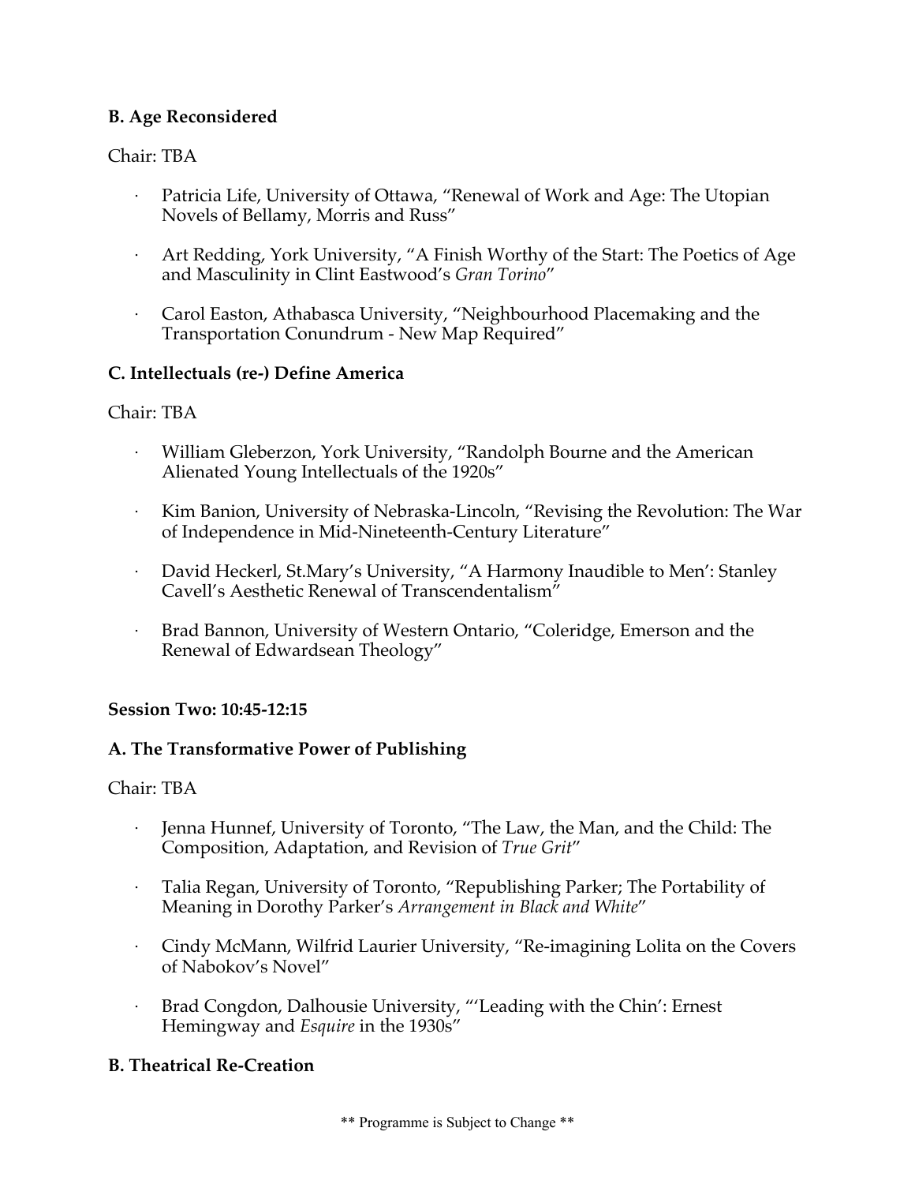**B. Age Reconsidered**

Chair: TBA

- Patricia Life, University of Ottawa, "Renewal of Work and Age: The Utopian Novels of Bellamy, Morris and Russ"
- Art Redding, York University, "A Finish Worthy of the Start: The Poetics of Age and Masculinity in Clint Eastwood's *Gran Torino*"
- Carol Easton, Athabasca University, "Neighbourhood Placemaking and the Transportation Conundrum - New Map Required"

**C. Intellectuals (re-) Define America**

Chair: TBA

- William Gleberzon, York University, "Randolph Bourne and the American Alienated Young Intellectuals of the 1920s"
- Kim Banion, University of Nebraska-Lincoln, "Revising the Revolution: The War of Independence in Mid-Nineteenth-Century Literature"
- David Heckerl, St.Mary's University, "A Harmony Inaudible to Men': Stanley Cavell's Aesthetic Renewal of Transcendentalism"
- Brad Bannon, University of Western Ontario, "Coleridge, Emerson and the Renewal of Edwardsean Theology"

**Session Two: 10:45-12:15**

**A. The Transformative Power of Publishing**

Chair: TBA

- Jenna Hunnef, University of Toronto, "The Law, the Man, and the Child: The Composition, Adaptation, and Revision of *True Grit*"
- Talia Regan, University of Toronto, "Republishing Parker; The Portability of Meaning in Dorothy Parker's *Arrangement in Black and White*"
- Cindy McMann, Wilfrid Laurier University, "Re-imagining Lolita on the Covers of Nabokov's Novel"
- Brad Congdon, Dalhousie University, "'Leading with the Chin': Ernest Hemingway and *Esquire* in the 1930s"

**B. Theatrical Re-Creation**

** Programme is Subject to Change **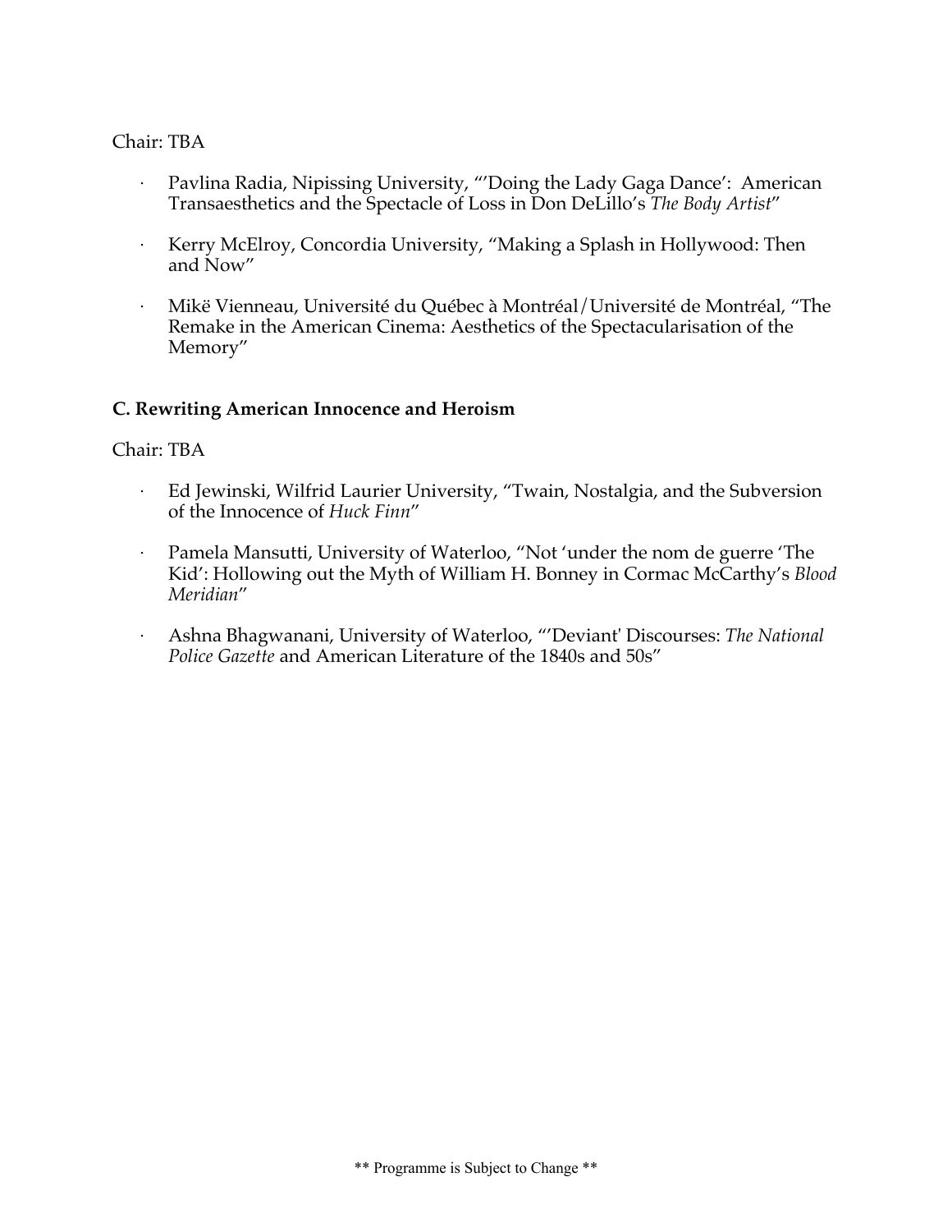Chair: TBA

- Pavlina Radia, Nipissing University, "'Doing the Lady Gaga Dance': American Transaesthetics and the Spectacle of Loss in Don DeLillo's *The Body Artist*"

- Kerry McElroy, Concordia University, "Making a Splash in Hollywood: Then and Now"

- Mikë Vienneau, Université du Québec à Montréal/Université de Montréal, "The Remake in the American Cinema: Aesthetics of the Spectacularisation of the Memory"

### C. Rewriting American Innocence and Heroism

Chair: TBA

- Ed Jewinski, Wilfrid Laurier University, "Twain, Nostalgia, and the Subversion of the Innocence of *Huck Finn*"

- Pamela Mansutti, University of Waterloo, "Not 'under the nom de guerre 'The Kid': Hollowing out the Myth of William H. Bonney in Cormac McCarthy's *Blood Meridian*"

- Ashna Bhagwanani, University of Waterloo, "'Deviant' Discourses: *The National Police Gazette* and American Literature of the 1840s and 50s"

** Programme is Subject to Change **